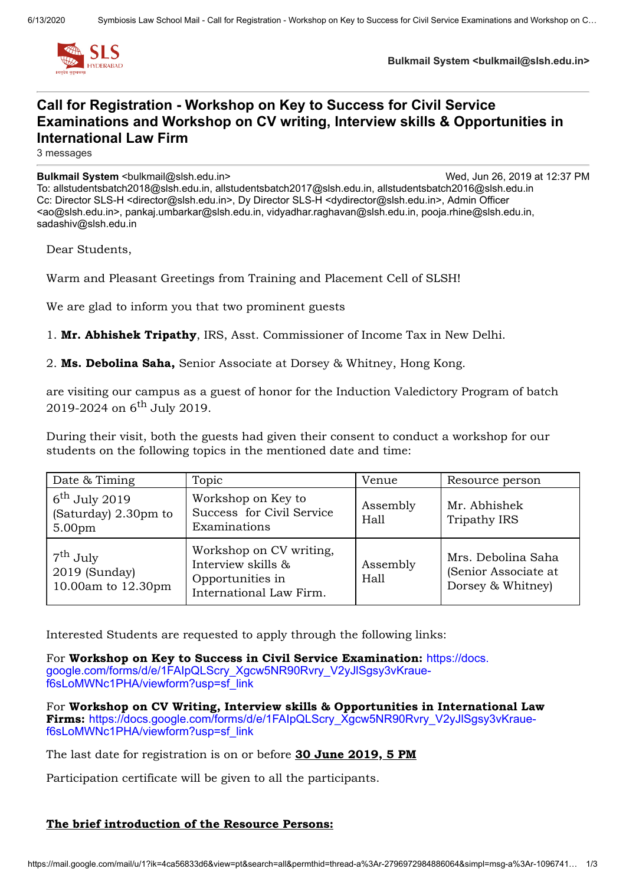**Bulkmail System <bulkmail@slsh.edu.in>**

# Call for Registration - Workshop on Key to Success for Civil Service Examinations and Workshop on CV writing, Interview skills & Opportunities in International Law Firm

3 messages

**Bulkmail System** <bulkmail@slsh.edu.in> Wed, Jun 26, 2019 at 12:37 PM
To: allstudentsbatch2018@slsh.edu.in, allstudentsbatch2017@slsh.edu.in, allstudentsbatch2016@slsh.edu.in
Cc: Director SLS-H <director@slsh.edu.in>, Dy Director SLS-H <dydirector@slsh.edu.in>, Admin Officer <ao@slsh.edu.in>, pankaj.umbarkar@slsh.edu.in, vidyadhar.raghavan@slsh.edu.in, pooja.rhine@slsh.edu.in, sadashiv@slsh.edu.in

Dear Students,

Warm and Pleasant Greetings from Training and Placement Cell of SLSH!

We are glad to inform you that two prominent guests

1. **Mr. Abhishek Tripathy**, IRS, Asst. Commissioner of Income Tax in New Delhi.
2. **Ms. Debolina Saha,** Senior Associate at Dorsey & Whitney, Hong Kong.

are visiting our campus as a guest of honor for the Induction Valedictory Program of batch 2019-2024 on 6th July 2019.

During their visit, both the guests had given their consent to conduct a workshop for our students on the following topics in the mentioned date and time:

| Date & Timing | Topic | Venue | Resource person |
| --- | --- | --- | --- |
| 6th July 2019 (Saturday) 2.30pm to 5.00pm | Workshop on Key to Success for Civil Service Examinations | Assembly Hall | Mr. Abhishek Tripathy IRS |
| 7th July 2019 (Sunday) 10.00am to 12.30pm | Workshop on CV writing, Interview skills & Opportunities in International Law Firm. | Assembly Hall | Mrs. Debolina Saha (Senior Associate at Dorsey & Whitney) |

Interested Students are requested to apply through the following links:

For **Workshop on Key to Success in Civil Service Examination:** https://docs.google.com/forms/d/e/1FAIpQLScry_Xgcw5NR90Rvry_V2yJlSgsy3vKraue-f6sLoMWNc1PHA/viewform?usp=sf_link

For **Workshop on CV Writing, Interview skills & Opportunities in International Law Firms:** https://docs.google.com/forms/d/e/1FAIpQLScry_Xgcw5NR90Rvry_V2yJlSgsy3vKraue-f6sLoMWNc1PHA/viewform?usp=sf_link

The last date for registration is on or before **30 June 2019, 5 PM**

Participation certificate will be given to all the participants.

**The brief introduction of the Resource Persons:**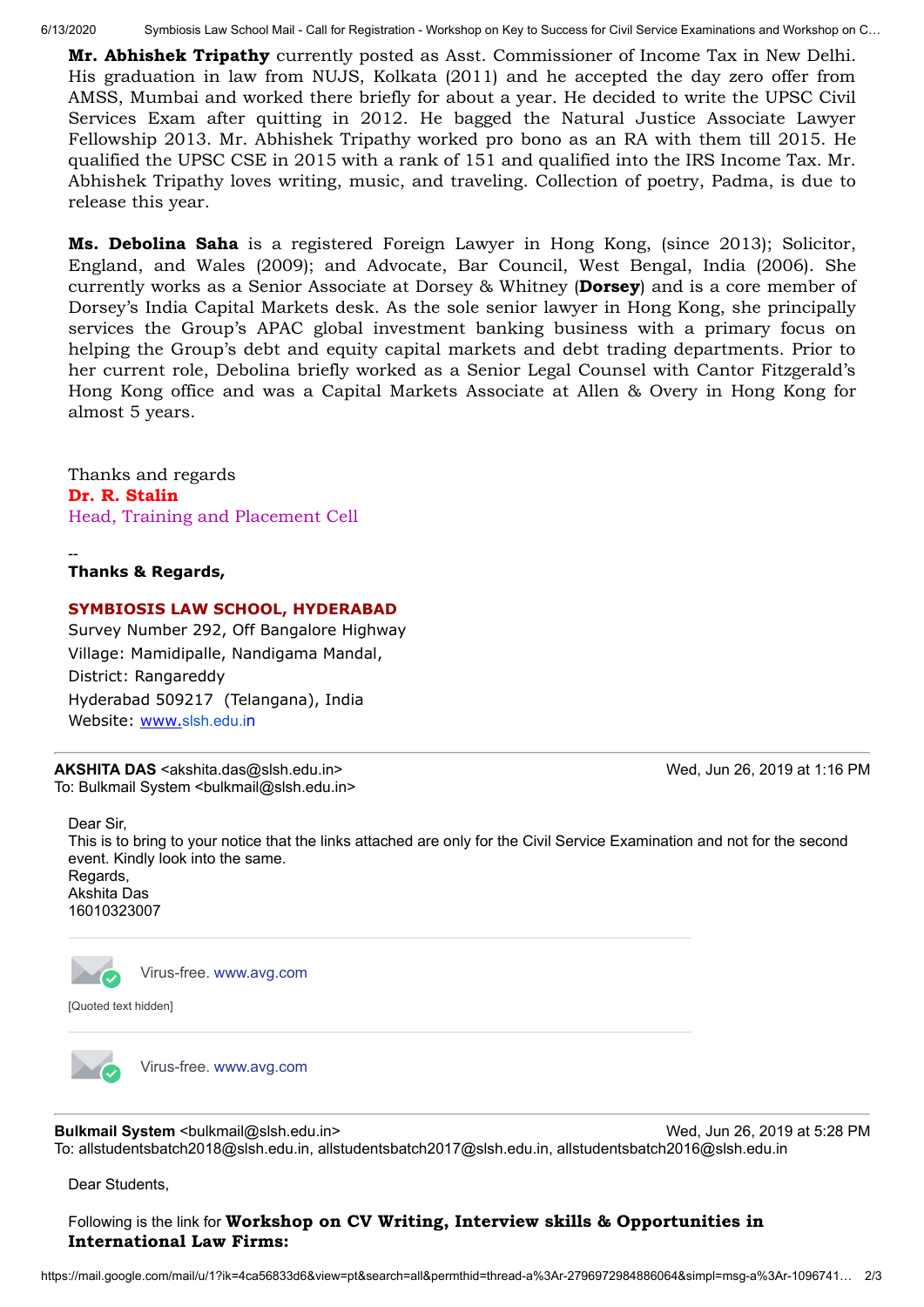**Mr. Abhishek Tripathy** currently posted as Asst. Commissioner of Income Tax in New Delhi. His graduation in law from NUJS, Kolkata (2011) and he accepted the day zero offer from AMSS, Mumbai and worked there briefly for about a year. He decided to write the UPSC Civil Services Exam after quitting in 2012. He bagged the Natural Justice Associate Lawyer Fellowship 2013. Mr. Abhishek Tripathy worked pro bono as an RA with them till 2015. He qualified the UPSC CSE in 2015 with a rank of 151 and qualified into the IRS Income Tax. Mr. Abhishek Tripathy loves writing, music, and traveling. Collection of poetry, Padma, is due to release this year.

**Ms. Debolina Saha** is a registered Foreign Lawyer in Hong Kong, (since 2013); Solicitor, England, and Wales (2009); and Advocate, Bar Council, West Bengal, India (2006). She currently works as a Senior Associate at Dorsey & Whitney (**Dorsey**) and is a core member of Dorsey's India Capital Markets desk. As the sole senior lawyer in Hong Kong, she principally services the Group's APAC global investment banking business with a primary focus on helping the Group's debt and equity capital markets and debt trading departments. Prior to her current role, Debolina briefly worked as a Senior Legal Counsel with Cantor Fitzgerald's Hong Kong office and was a Capital Markets Associate at Allen & Overy in Hong Kong for almost 5 years.

Thanks and regards
**Dr. R. Stalin**
Head, Training and Placement Cell

--
**Thanks & Regards,**

**SYMBIOSIS LAW SCHOOL, HYDERABAD**
Survey Number 292, Off Bangalore Highway
Village: Mamidipalle, Nandigama Mandal,
District: Rangareddy
Hyderabad 509217 (Telangana), India
Website: www.slsh.edu.in

---

**AKSHITA DAS** <akshita.das@slsh.edu.in> — Wed, Jun 26, 2019 at 1:16 PM
To: Bulkmail System <bulkmail@slsh.edu.in>

Dear Sir,
This is to bring to your notice that the links attached are only for the Civil Service Examination and not for the second event. Kindly look into the same.
Regards,
Akshita Das
16010323007

Virus-free. www.avg.com

[Quoted text hidden]

Virus-free. www.avg.com

---

**Bulkmail System** <bulkmail@slsh.edu.in> — Wed, Jun 26, 2019 at 5:28 PM
To: allstudentsbatch2018@slsh.edu.in, allstudentsbatch2017@slsh.edu.in, allstudentsbatch2016@slsh.edu.in

Dear Students,

Following is the link for **Workshop on CV Writing, Interview skills & Opportunities in International Law Firms:**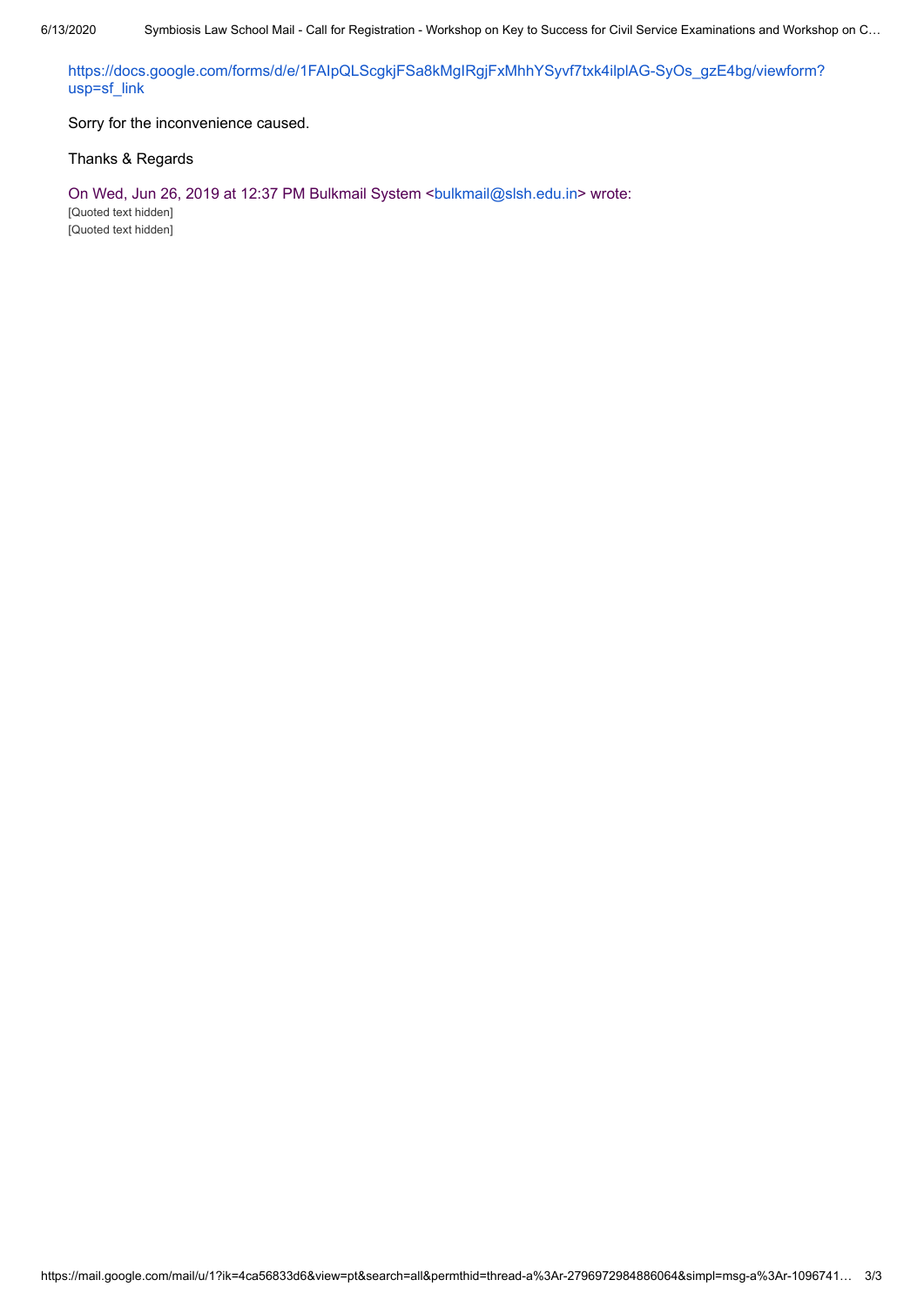https://docs.google.com/forms/d/e/1FAIpQLScgkjFSa8kMgIRgjFxMhhYSyvf7txk4ilplAG-SyOs_gzE4bg/viewform?usp=sf_link

Sorry for the inconvenience caused.

Thanks & Regards

On Wed, Jun 26, 2019 at 12:37 PM Bulkmail System <bulkmail@slsh.edu.in> wrote:

[Quoted text hidden]

[Quoted text hidden]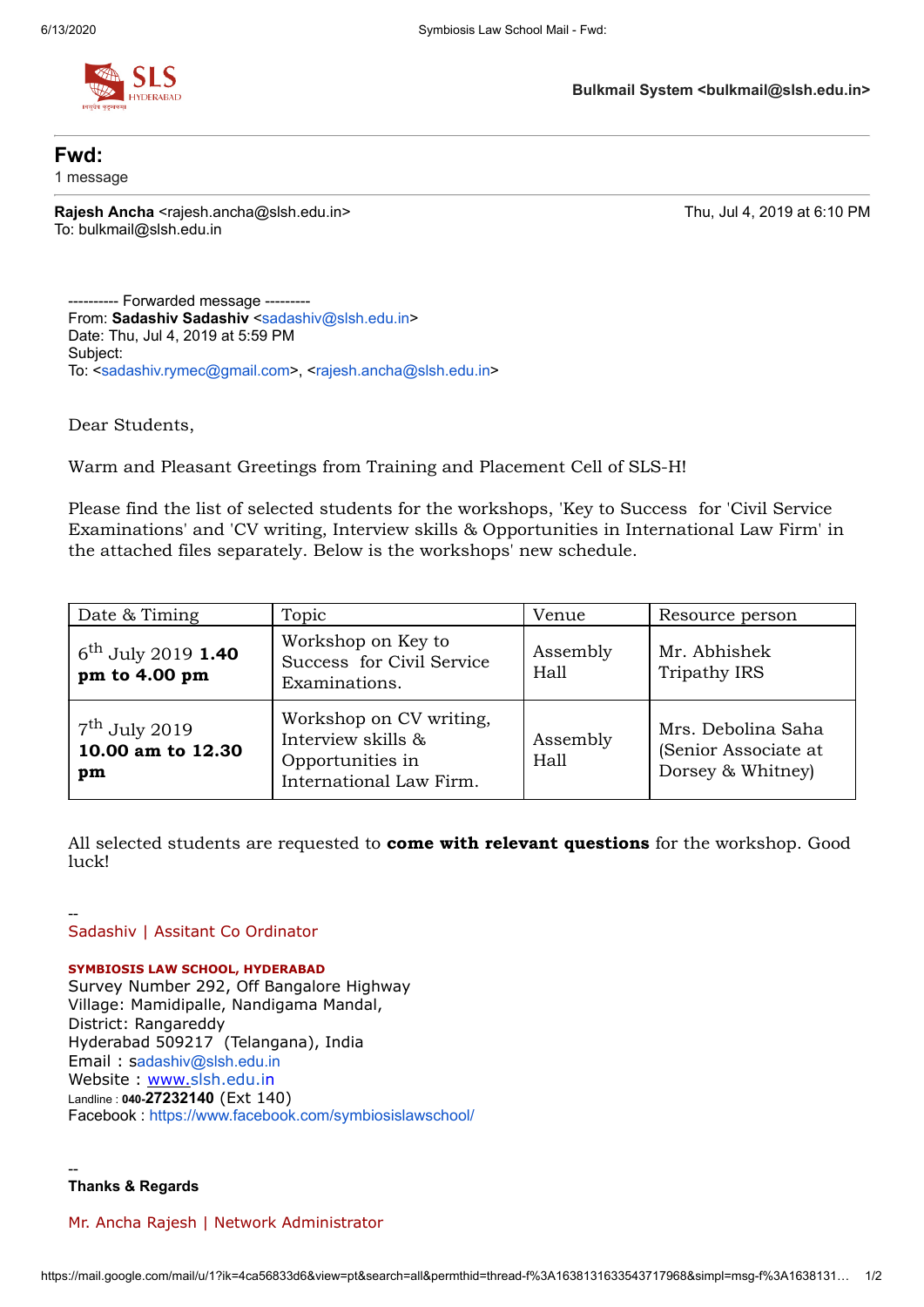**Bulkmail System <bulkmail@slsh.edu.in>**

# Fwd:

1 message

**Rajesh Ancha** <rajesh.ancha@slsh.edu.in>
To: bulkmail@slsh.edu.in

Thu, Jul 4, 2019 at 6:10 PM

---------- Forwarded message ---------
From: **Sadashiv Sadashiv** <sadashiv@slsh.edu.in>
Date: Thu, Jul 4, 2019 at 5:59 PM
Subject:
To: <sadashiv.rymec@gmail.com>, <rajesh.ancha@slsh.edu.in>

Dear Students,

Warm and Pleasant Greetings from Training and Placement Cell of SLS-H!

Please find the list of selected students for the workshops, 'Key to Success for 'Civil Service Examinations' and 'CV writing, Interview skills & Opportunities in International Law Firm' in the attached files separately. Below is the workshops' new schedule.

| Date & Timing | Topic | Venue | Resource person |
| --- | --- | --- | --- |
| 6th July 2019 **1.40 pm to 4.00 pm** | Workshop on Key to Success for Civil Service Examinations. | Assembly Hall | Mr. Abhishek Tripathy IRS |
| 7th July 2019 **10.00 am to 12.30 pm** | Workshop on CV writing, Interview skills & Opportunities in International Law Firm. | Assembly Hall | Mrs. Debolina Saha (Senior Associate at Dorsey & Whitney) |

All selected students are requested to **come with relevant questions** for the workshop. Good luck!

--
Sadashiv | Assitant Co Ordinator

**SYMBIOSIS LAW SCHOOL, HYDERABAD**
Survey Number 292, Off Bangalore Highway
Village: Mamidipalle, Nandigama Mandal,
District: Rangareddy
Hyderabad 509217 (Telangana), India
Email : sadashiv@slsh.edu.in
Website : www.slsh.edu.in
Landline : 040-**27232140** (Ext 140)
Facebook : https://www.facebook.com/symbiosislawschool/

--
**Thanks & Regards**

Mr. Ancha Rajesh | Network Administrator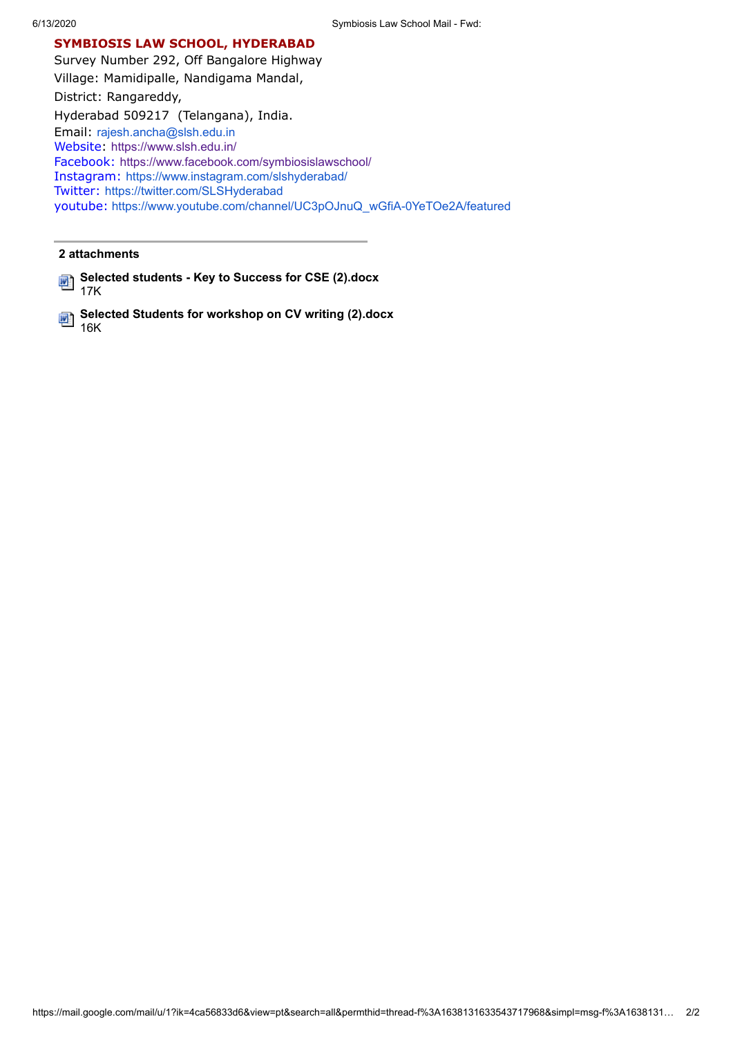**SYMBIOSIS LAW SCHOOL, HYDERABAD**
Survey Number 292, Off Bangalore Highway
Village: Mamidipalle, Nandigama Mandal,
District: Rangareddy,
Hyderabad 509217 (Telangana), India.
Email: rajesh.ancha@slsh.edu.in
Website: https://www.slsh.edu.in/
Facebook: https://www.facebook.com/symbiosislawschool/
Instagram: https://www.instagram.com/slshyderabad/
Twitter: https://twitter.com/SLSHyderabad
youtube: https://www.youtube.com/channel/UC3pOJnuQ_wGfiA-0YeTOe2A/featured

---

**2 attachments**

**Selected students - Key to Success for CSE (2).docx**
17K

**Selected Students for workshop on CV writing (2).docx**
16K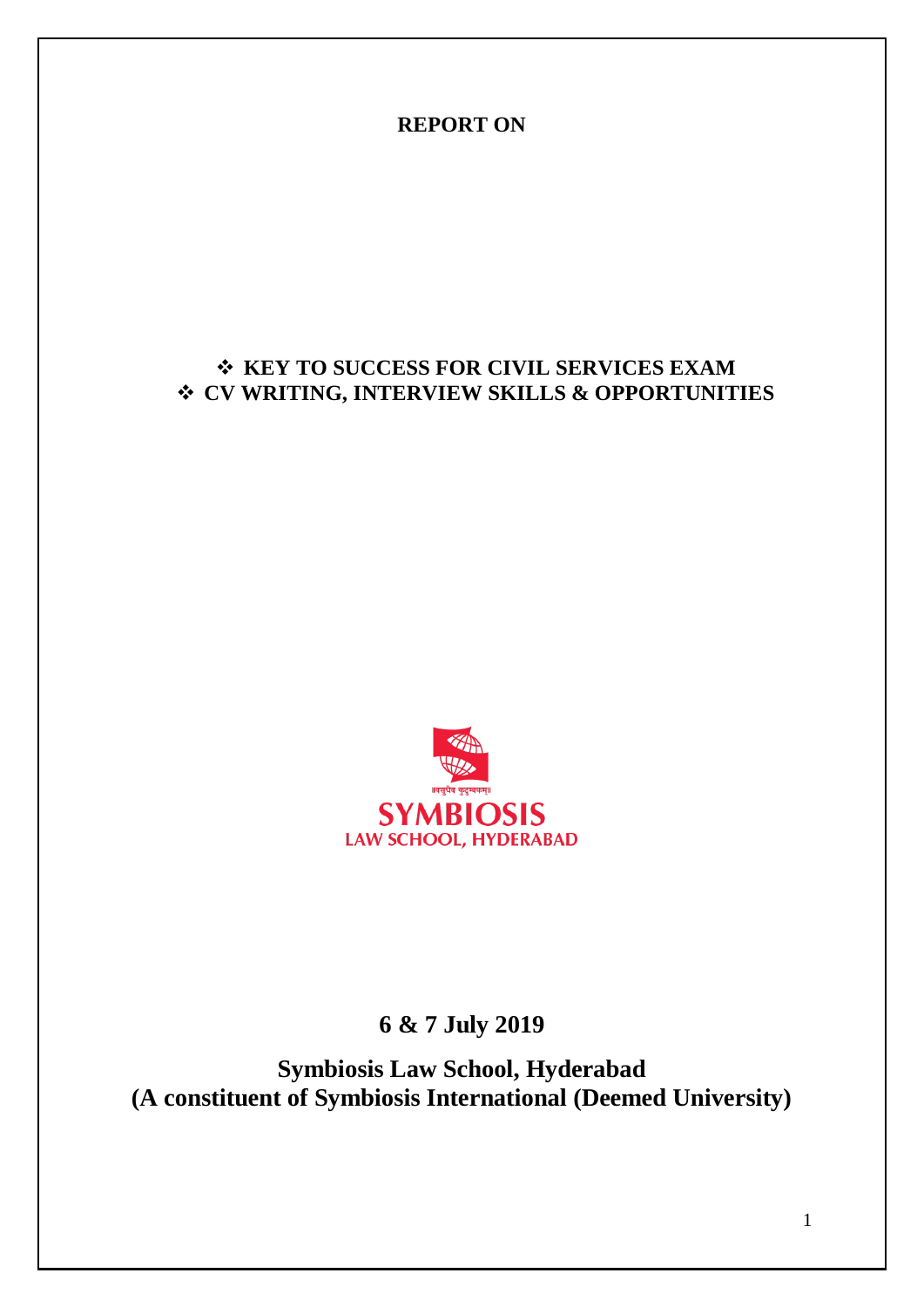**REPORT ON**

- ❖ **KEY TO SUCCESS FOR CIVIL SERVICES EXAM**
- ❖ **CV WRITING, INTERVIEW SKILLS & OPPORTUNITIES**

॥वसुधैव कुटुम्बकम्॥

**SYMBIOSIS**

**LAW SCHOOL, HYDERABAD**

**6 & 7 July 2019**

**Symbiosis Law School, Hyderabad**
**(A constituent of Symbiosis International (Deemed University)**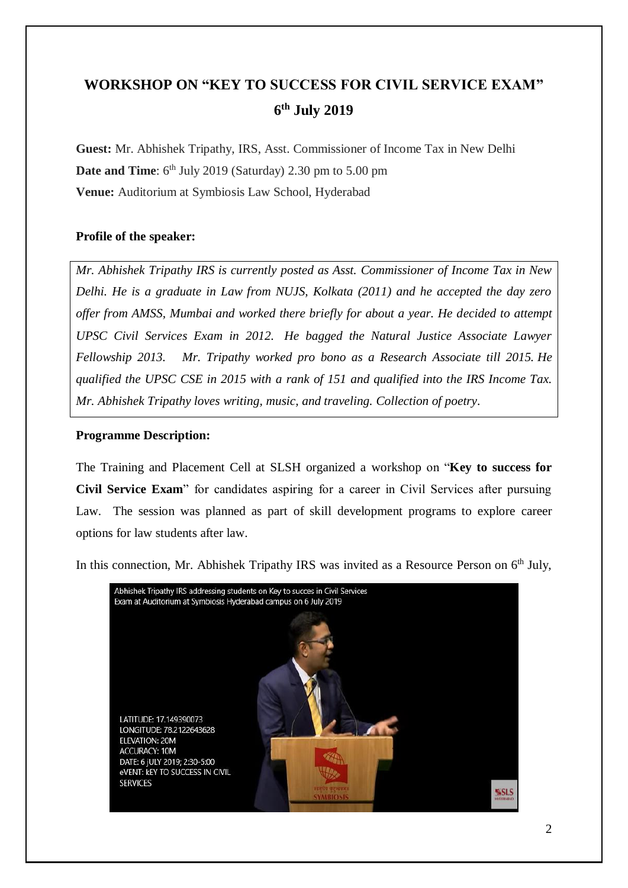## WORKSHOP ON "KEY TO SUCCESS FOR CIVIL SERVICE EXAM"

## 6th July 2019

**Guest:** Mr. Abhishek Tripathy, IRS, Asst. Commissioner of Income Tax in New Delhi

**Date and Time**: 6th July 2019 (Saturday) 2.30 pm to 5.00 pm

**Venue:** Auditorium at Symbiosis Law School, Hyderabad

**Profile of the speaker:**

*Mr. Abhishek Tripathy IRS is currently posted as Asst. Commissioner of Income Tax in New Delhi. He is a graduate in Law from NUJS, Kolkata (2011) and he accepted the day zero offer from AMSS, Mumbai and worked there briefly for about a year. He decided to attempt UPSC Civil Services Exam in 2012. He bagged the Natural Justice Associate Lawyer Fellowship 2013. Mr. Tripathy worked pro bono as a Research Associate till 2015. He qualified the UPSC CSE in 2015 with a rank of 151 and qualified into the IRS Income Tax. Mr. Abhishek Tripathy loves writing, music, and traveling. Collection of poetry.*

**Programme Description:**

The Training and Placement Cell at SLSH organized a workshop on "**Key to success for Civil Service Exam**" for candidates aspiring for a career in Civil Services after pursuing Law. The session was planned as part of skill development programs to explore career options for law students after law.

In this connection, Mr. Abhishek Tripathy IRS was invited as a Resource Person on 6th July,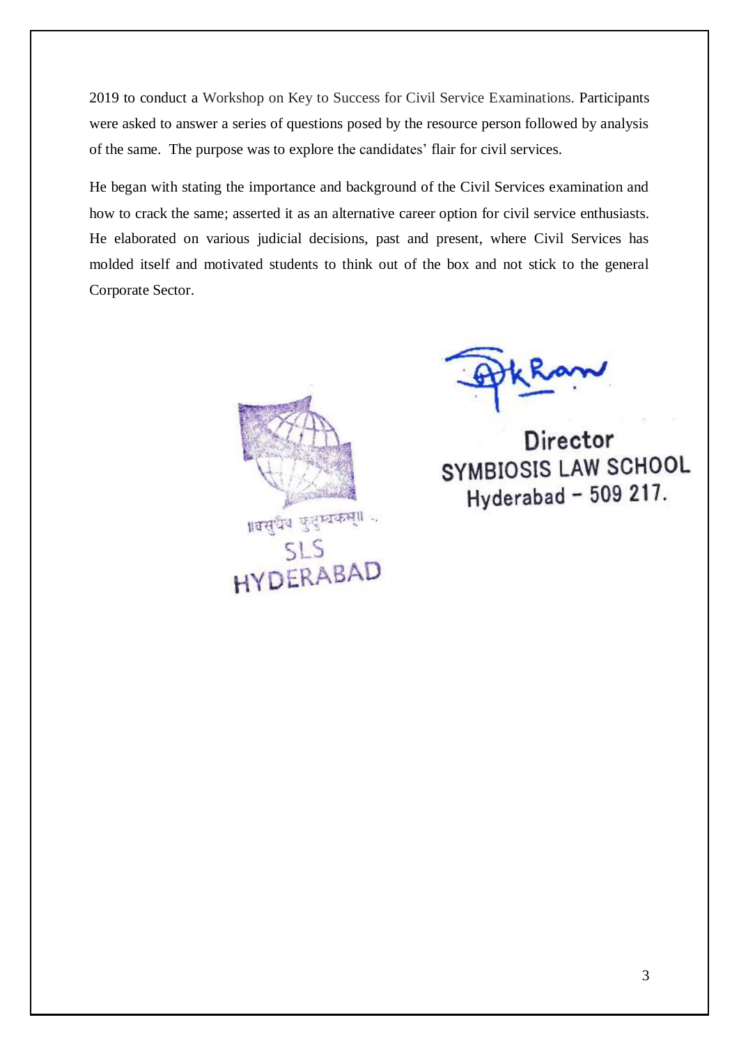2019 to conduct a Workshop on Key to Success for Civil Service Examinations. Participants were asked to answer a series of questions posed by the resource person followed by analysis of the same. The purpose was to explore the candidates' flair for civil services.

He began with stating the importance and background of the Civil Services examination and how to crack the same; asserted it as an alternative career option for civil service enthusiasts. He elaborated on various judicial decisions, past and present, where Civil Services has molded itself and motivated students to think out of the box and not stick to the general Corporate Sector.

॥वसुधैव कुटुम्बकम्॥
SLS
HYDERABAD

Director
SYMBIOSIS LAW SCHOOL
Hyderabad - 509 217.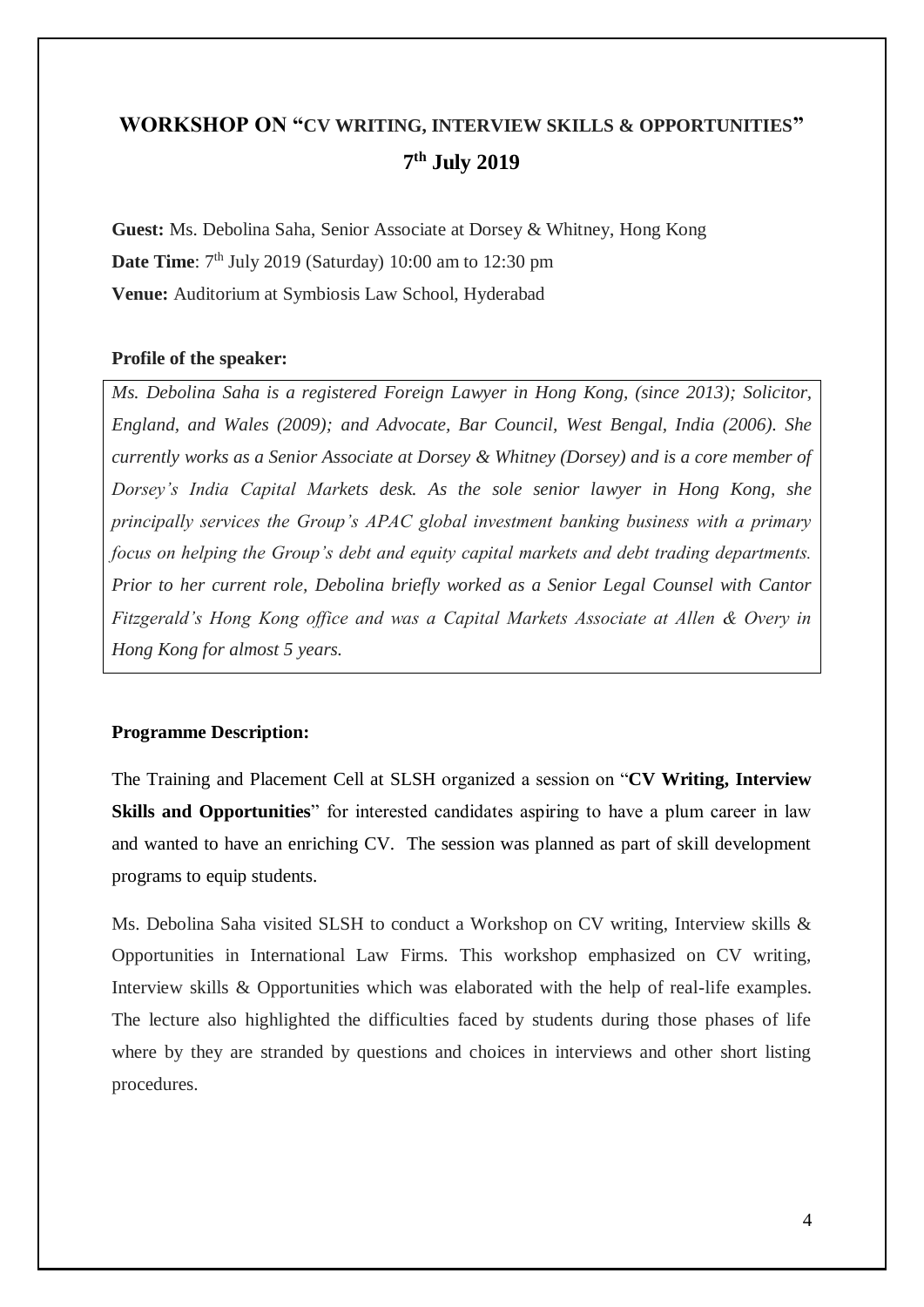# WORKSHOP ON "CV WRITING, INTERVIEW SKILLS & OPPORTUNITIES"

## 7th July 2019

**Guest:** Ms. Debolina Saha, Senior Associate at Dorsey & Whitney, Hong Kong

**Date Time**: 7th July 2019 (Saturday) 10:00 am to 12:30 pm

**Venue:** Auditorium at Symbiosis Law School, Hyderabad

**Profile of the speaker:**

*Ms. Debolina Saha is a registered Foreign Lawyer in Hong Kong, (since 2013); Solicitor, England, and Wales (2009); and Advocate, Bar Council, West Bengal, India (2006). She currently works as a Senior Associate at Dorsey & Whitney (Dorsey) and is a core member of Dorsey's India Capital Markets desk. As the sole senior lawyer in Hong Kong, she principally services the Group's APAC global investment banking business with a primary focus on helping the Group's debt and equity capital markets and debt trading departments. Prior to her current role, Debolina briefly worked as a Senior Legal Counsel with Cantor Fitzgerald's Hong Kong office and was a Capital Markets Associate at Allen & Overy in Hong Kong for almost 5 years.*

**Programme Description:**

The Training and Placement Cell at SLSH organized a session on "**CV Writing, Interview Skills and Opportunities**" for interested candidates aspiring to have a plum career in law and wanted to have an enriching CV. The session was planned as part of skill development programs to equip students.

Ms. Debolina Saha visited SLSH to conduct a Workshop on CV writing, Interview skills & Opportunities in International Law Firms. This workshop emphasized on CV writing, Interview skills & Opportunities which was elaborated with the help of real-life examples. The lecture also highlighted the difficulties faced by students during those phases of life where by they are stranded by questions and choices in interviews and other short listing procedures.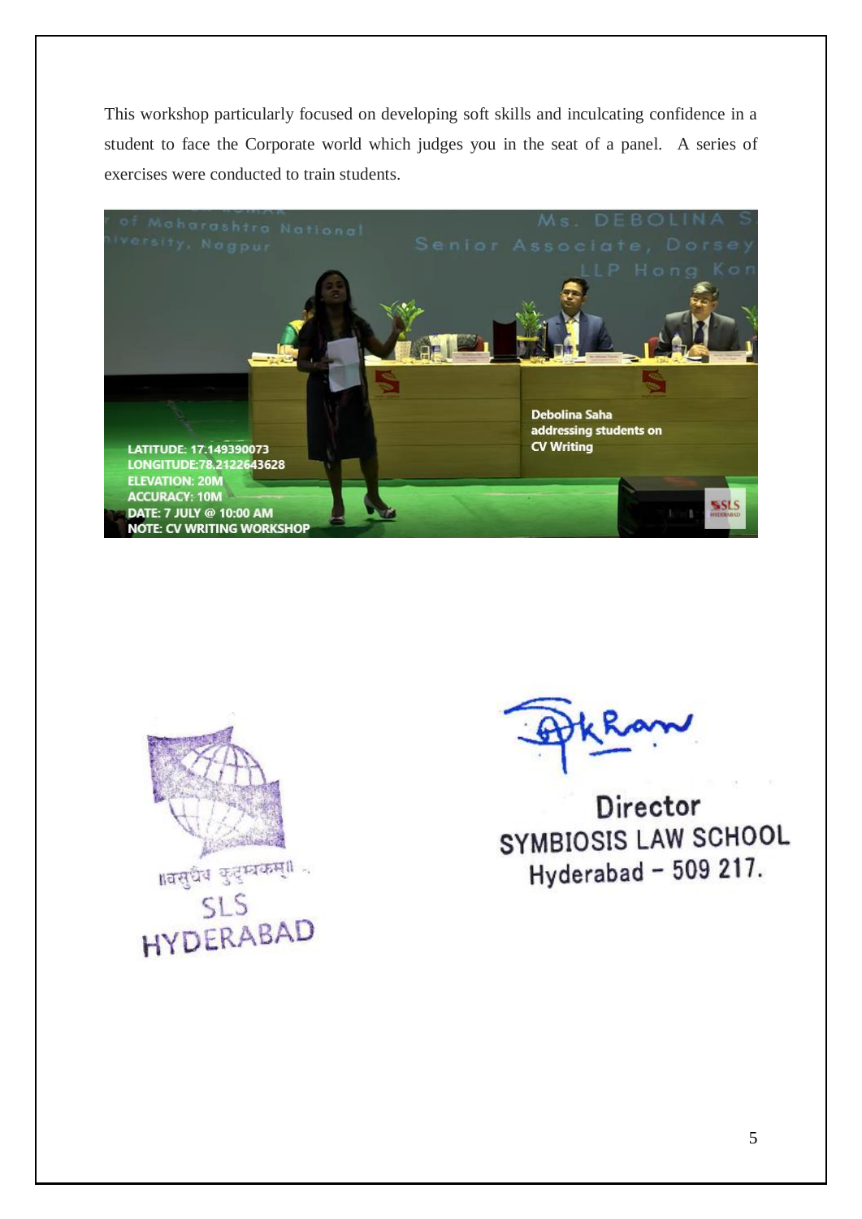This workshop particularly focused on developing soft skills and inculcating confidence in a student to face the Corporate world which judges you in the seat of a panel. A series of exercises were conducted to train students.

LATITUDE: 17.149390073
LONGITUDE:78.2122643628
ELEVATION: 20M
ACCURACY: 10M
DATE: 7 JULY @ 10:00 AM
NOTE: CV WRITING WORKSHOP

Debolina Saha addressing students on CV Writing

॥वसुधैव कुटुम्बकम्॥
SLS
HYDERABAD

Director
SYMBIOSIS LAW SCHOOL
Hyderabad - 509 217.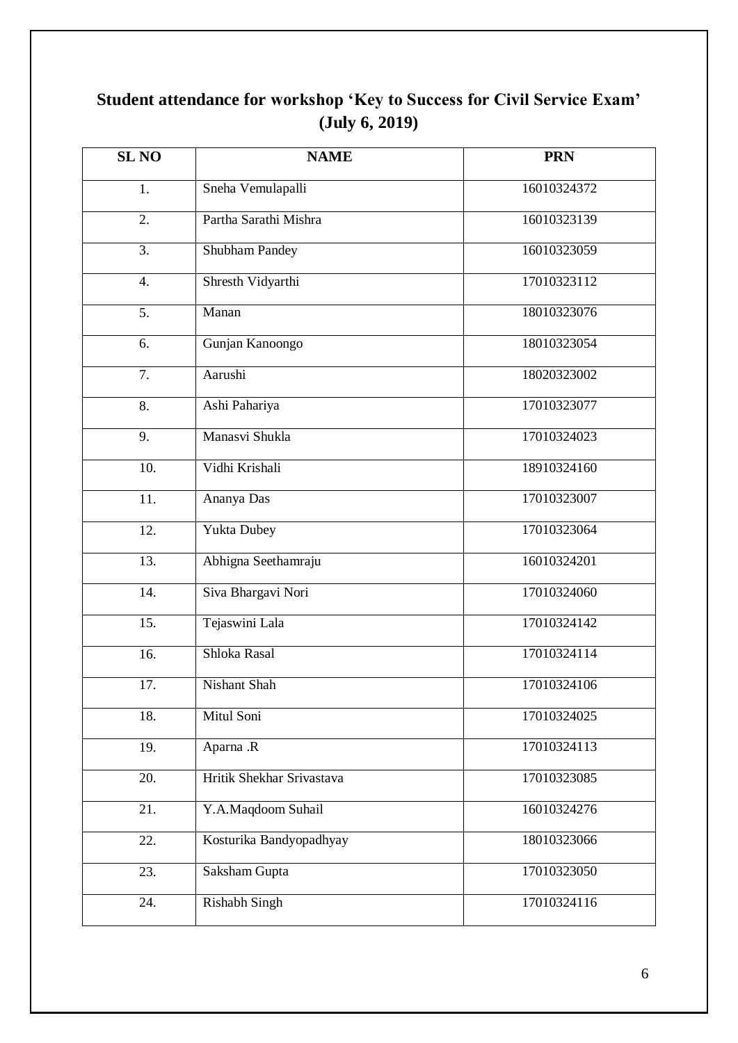# Student attendance for workshop 'Key to Success for Civil Service Exam' (July 6, 2019)

| SL NO | NAME | PRN |
|---|---|---|
| 1. | Sneha Vemulapalli | 16010324372 |
| 2. | Partha Sarathi Mishra | 16010323139 |
| 3. | Shubham Pandey | 16010323059 |
| 4. | Shresth Vidyarthi | 17010323112 |
| 5. | Manan | 18010323076 |
| 6. | Gunjan Kanoongo | 18010323054 |
| 7. | Aarushi | 18020323002 |
| 8. | Ashi Pahariya | 17010323077 |
| 9. | Manasvi Shukla | 17010324023 |
| 10. | Vidhi Krishali | 18910324160 |
| 11. | Ananya Das | 17010323007 |
| 12. | Yukta Dubey | 17010323064 |
| 13. | Abhigna Seethamraju | 16010324201 |
| 14. | Siva Bhargavi Nori | 17010324060 |
| 15. | Tejaswini Lala | 17010324142 |
| 16. | Shloka Rasal | 17010324114 |
| 17. | Nishant Shah | 17010324106 |
| 18. | Mitul Soni | 17010324025 |
| 19. | Aparna .R | 17010324113 |
| 20. | Hritik Shekhar Srivastava | 17010323085 |
| 21. | Y.A.Maqdoom Suhail | 16010324276 |
| 22. | Kosturika Bandyopadhyay | 18010323066 |
| 23. | Saksham Gupta | 17010323050 |
| 24. | Rishabh Singh | 17010324116 |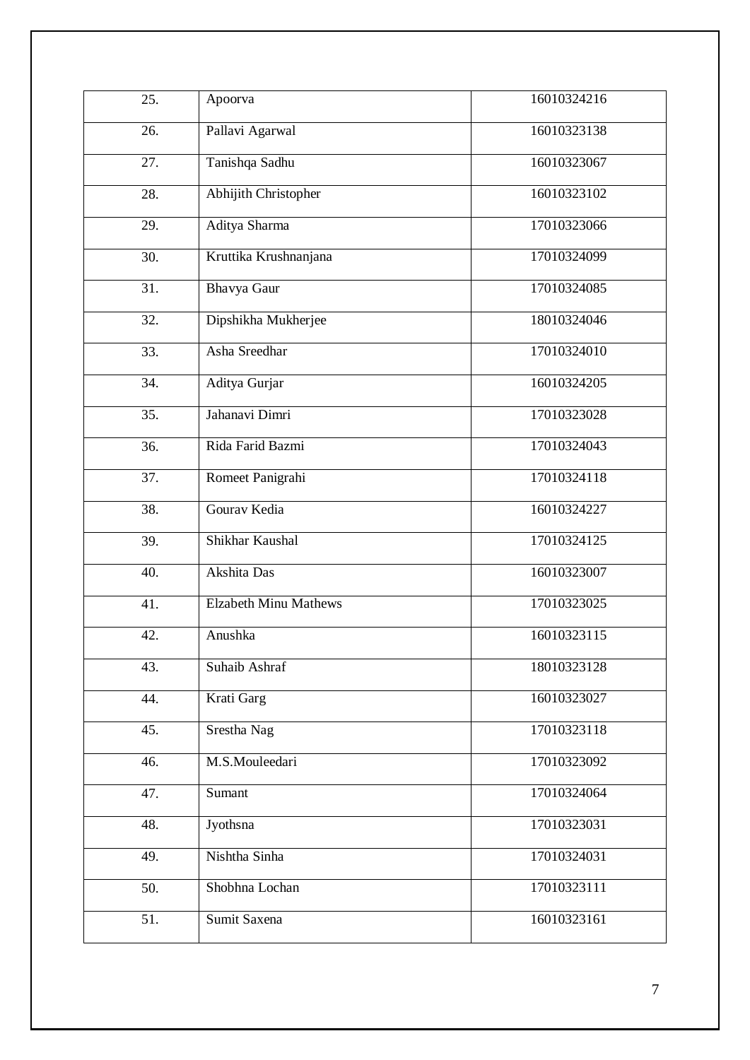| 25. | Apoorva | 16010324216 |
|---|---|---|
| 26. | Pallavi Agarwal | 16010323138 |
| 27. | Tanishqa Sadhu | 16010323067 |
| 28. | Abhijith Christopher | 16010323102 |
| 29. | Aditya Sharma | 17010323066 |
| 30. | Kruttika Krushnanjana | 17010324099 |
| 31. | Bhavya Gaur | 17010324085 |
| 32. | Dipshikha Mukherjee | 18010324046 |
| 33. | Asha Sreedhar | 17010324010 |
| 34. | Aditya Gurjar | 16010324205 |
| 35. | Jahanavi Dimri | 17010323028 |
| 36. | Rida Farid Bazmi | 17010324043 |
| 37. | Romeet Panigrahi | 17010324118 |
| 38. | Gourav Kedia | 16010324227 |
| 39. | Shikhar Kaushal | 17010324125 |
| 40. | Akshita Das | 16010323007 |
| 41. | Elzabeth Minu Mathews | 17010323025 |
| 42. | Anushka | 16010323115 |
| 43. | Suhaib Ashraf | 18010323128 |
| 44. | Krati Garg | 16010323027 |
| 45. | Srestha Nag | 17010323118 |
| 46. | M.S.Mouleedari | 17010323092 |
| 47. | Sumant | 17010324064 |
| 48. | Jyothsna | 17010323031 |
| 49. | Nishtha Sinha | 17010324031 |
| 50. | Shobhna Lochan | 17010323111 |
| 51. | Sumit Saxena | 16010323161 |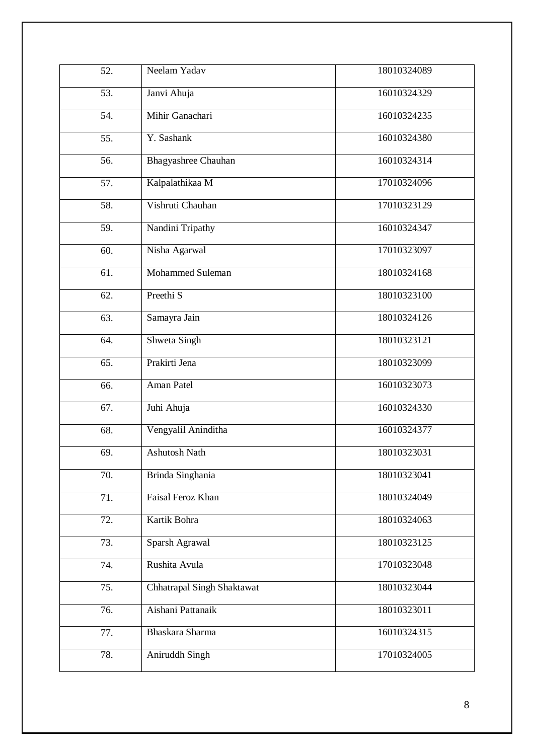| | | |
|---|---|---|
| 52. | Neelam Yadav | 18010324089 |
| 53. | Janvi Ahuja | 16010324329 |
| 54. | Mihir Ganachari | 16010324235 |
| 55. | Y. Sashank | 16010324380 |
| 56. | Bhagyashree Chauhan | 16010324314 |
| 57. | Kalpalathikaa M | 17010324096 |
| 58. | Vishruti Chauhan | 17010323129 |
| 59. | Nandini Tripathy | 16010324347 |
| 60. | Nisha Agarwal | 17010323097 |
| 61. | Mohammed Suleman | 18010324168 |
| 62. | Preethi S | 18010323100 |
| 63. | Samayra Jain | 18010324126 |
| 64. | Shweta Singh | 18010323121 |
| 65. | Prakirti Jena | 18010323099 |
| 66. | Aman Patel | 16010323073 |
| 67. | Juhi Ahuja | 16010324330 |
| 68. | Vengyalil Aninditha | 16010324377 |
| 69. | Ashutosh Nath | 18010323031 |
| 70. | Brinda Singhania | 18010323041 |
| 71. | Faisal Feroz Khan | 18010324049 |
| 72. | Kartik Bohra | 18010324063 |
| 73. | Sparsh Agrawal | 18010323125 |
| 74. | Rushita Avula | 17010323048 |
| 75. | Chhatrapal Singh Shaktawat | 18010323044 |
| 76. | Aishani Pattanaik | 18010323011 |
| 77. | Bhaskara Sharma | 16010324315 |
| 78. | Aniruddh Singh | 17010324005 |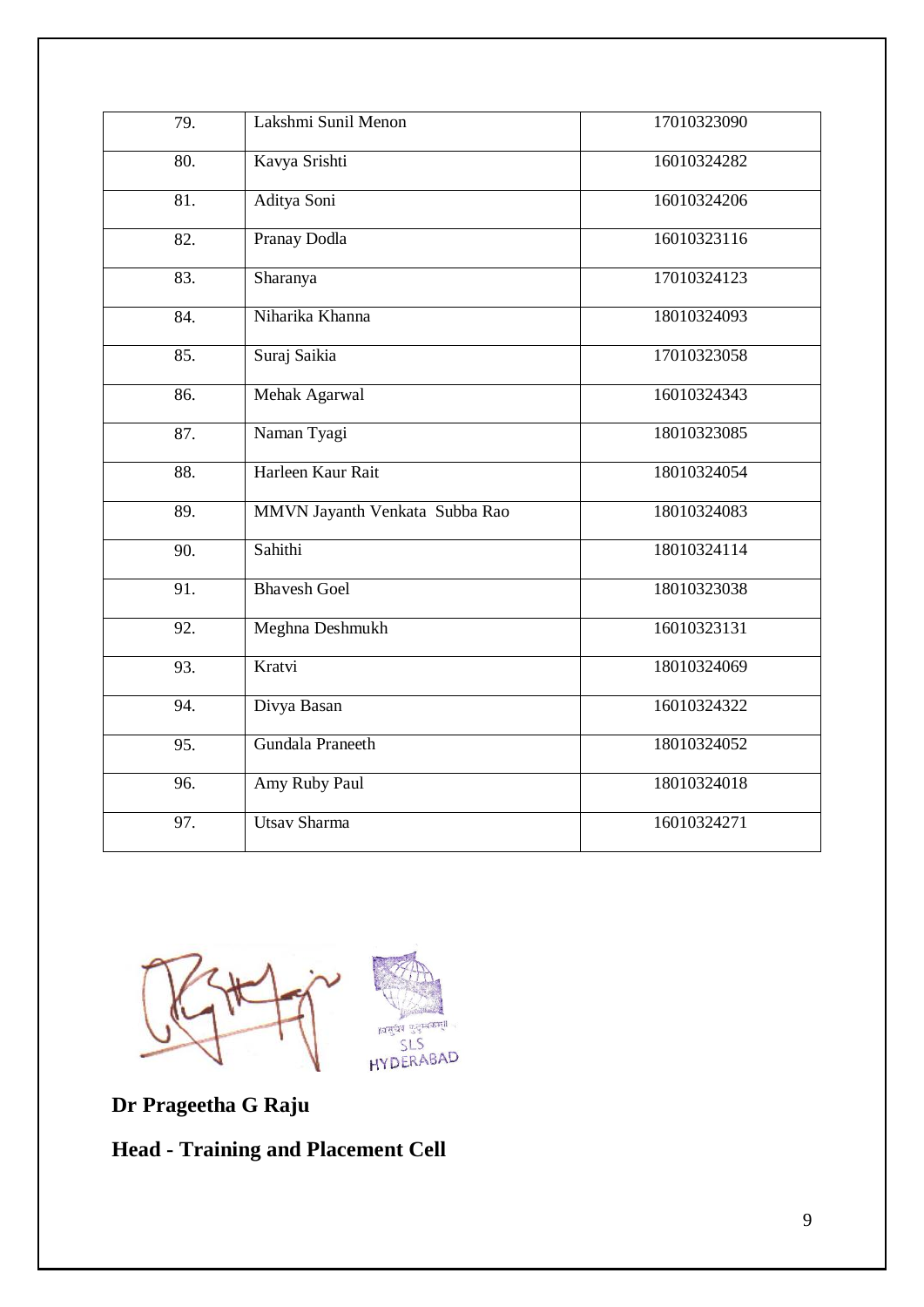| | | |
|---|---|---|
| 79. | Lakshmi Sunil Menon | 17010323090 |
| 80. | Kavya Srishti | 16010324282 |
| 81. | Aditya Soni | 16010324206 |
| 82. | Pranay Dodla | 16010323116 |
| 83. | Sharanya | 17010324123 |
| 84. | Niharika Khanna | 18010324093 |
| 85. | Suraj Saikia | 17010323058 |
| 86. | Mehak Agarwal | 16010324343 |
| 87. | Naman Tyagi | 18010323085 |
| 88. | Harleen Kaur Rait | 18010324054 |
| 89. | MMVN Jayanth Venkata Subba Rao | 18010324083 |
| 90. | Sahithi | 18010324114 |
| 91. | Bhavesh Goel | 18010323038 |
| 92. | Meghna Deshmukh | 16010323131 |
| 93. | Kratvi | 18010324069 |
| 94. | Divya Basan | 16010324322 |
| 95. | Gundala Praneeth | 18010324052 |
| 96. | Amy Ruby Paul | 18010324018 |
| 97. | Utsav Sharma | 16010324271 |

SLS HYDERABAD

**Dr Prageetha G Raju**

**Head - Training and Placement Cell**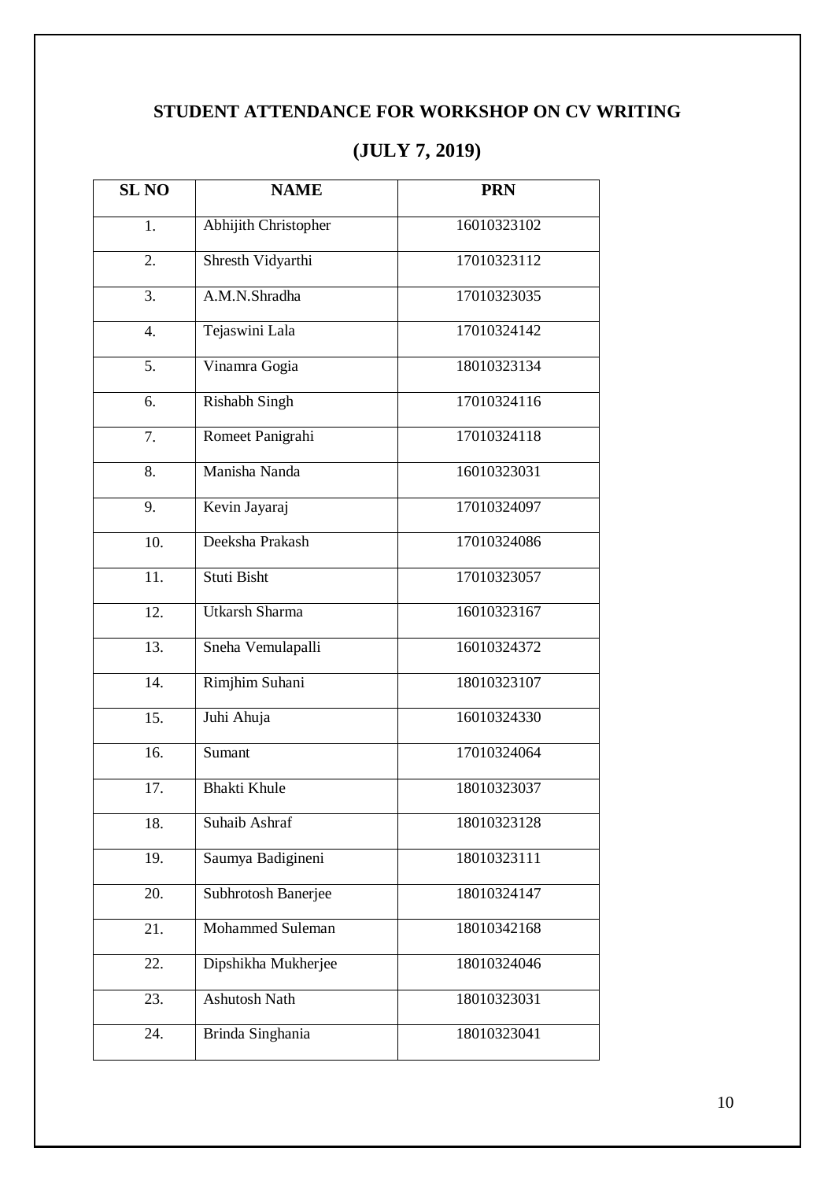**STUDENT ATTENDANCE FOR WORKSHOP ON CV WRITING**

**(JULY 7, 2019)**

| SL NO | NAME | PRN |
|---|---|---|
| 1. | Abhijith Christopher | 16010323102 |
| 2. | Shresth Vidyarthi | 17010323112 |
| 3. | A.M.N.Shradha | 17010323035 |
| 4. | Tejaswini Lala | 17010324142 |
| 5. | Vinamra Gogia | 18010323134 |
| 6. | Rishabh Singh | 17010324116 |
| 7. | Romeet Panigrahi | 17010324118 |
| 8. | Manisha Nanda | 16010323031 |
| 9. | Kevin Jayaraj | 17010324097 |
| 10. | Deeksha Prakash | 17010324086 |
| 11. | Stuti Bisht | 17010323057 |
| 12. | Utkarsh Sharma | 16010323167 |
| 13. | Sneha Vemulapalli | 16010324372 |
| 14. | Rimjhim Suhani | 18010323107 |
| 15. | Juhi Ahuja | 16010324330 |
| 16. | Sumant | 17010324064 |
| 17. | Bhakti Khule | 18010323037 |
| 18. | Suhaib Ashraf | 18010323128 |
| 19. | Saumya Badigineni | 18010323111 |
| 20. | Subhrotosh Banerjee | 18010324147 |
| 21. | Mohammed Suleman | 18010342168 |
| 22. | Dipshikha Mukherjee | 18010324046 |
| 23. | Ashutosh Nath | 18010323031 |
| 24. | Brinda Singhania | 18010323041 |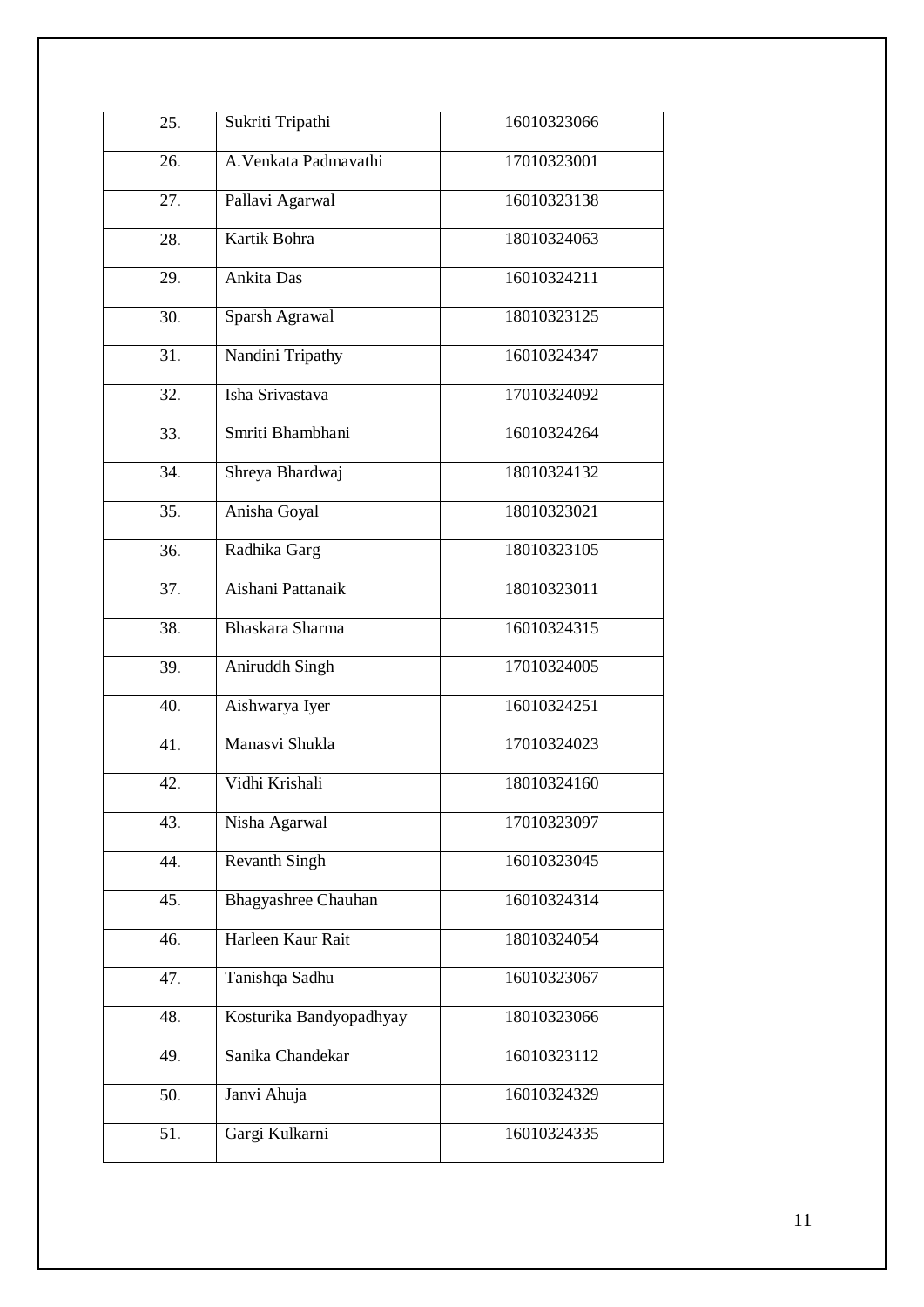| 25. | Sukriti Tripathi | 16010323066 |
|---|---|---|
| 26. | A.Venkata Padmavathi | 17010323001 |
| 27. | Pallavi Agarwal | 16010323138 |
| 28. | Kartik Bohra | 18010324063 |
| 29. | Ankita Das | 16010324211 |
| 30. | Sparsh Agrawal | 18010323125 |
| 31. | Nandini Tripathy | 16010324347 |
| 32. | Isha Srivastava | 17010324092 |
| 33. | Smriti Bhambhani | 16010324264 |
| 34. | Shreya Bhardwaj | 18010324132 |
| 35. | Anisha Goyal | 18010323021 |
| 36. | Radhika Garg | 18010323105 |
| 37. | Aishani Pattanaik | 18010323011 |
| 38. | Bhaskara Sharma | 16010324315 |
| 39. | Aniruddh Singh | 17010324005 |
| 40. | Aishwarya Iyer | 16010324251 |
| 41. | Manasvi Shukla | 17010324023 |
| 42. | Vidhi Krishali | 18010324160 |
| 43. | Nisha Agarwal | 17010323097 |
| 44. | Revanth Singh | 16010323045 |
| 45. | Bhagyashree Chauhan | 16010324314 |
| 46. | Harleen Kaur Rait | 18010324054 |
| 47. | Tanishqa Sadhu | 16010323067 |
| 48. | Kosturika Bandyopadhyay | 18010323066 |
| 49. | Sanika Chandekar | 16010323112 |
| 50. | Janvi Ahuja | 16010324329 |
| 51. | Gargi Kulkarni | 16010324335 |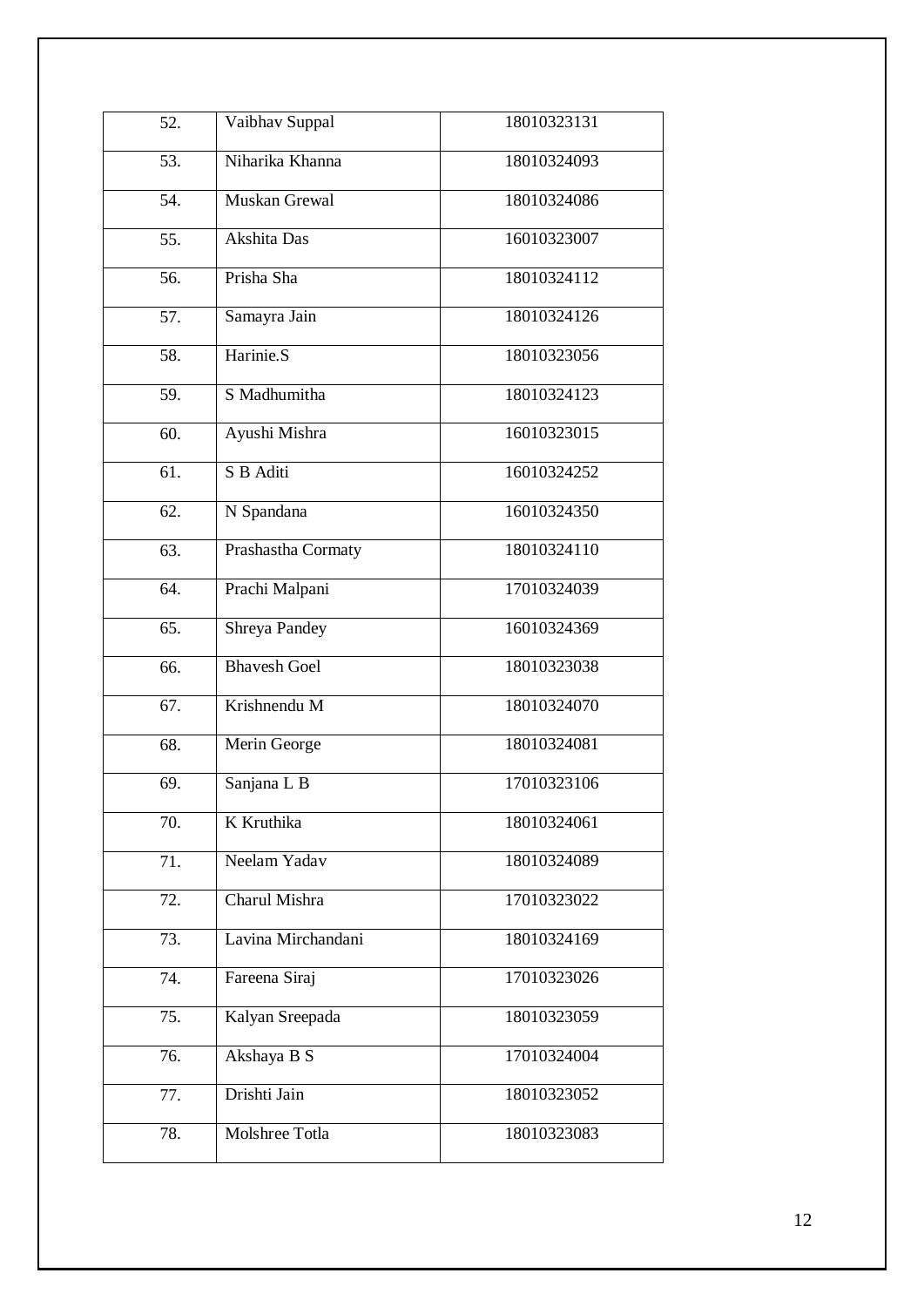| 52. | Vaibhav Suppal | 18010323131 |
|---|---|---|
| 53. | Niharika Khanna | 18010324093 |
| 54. | Muskan Grewal | 18010324086 |
| 55. | Akshita Das | 16010323007 |
| 56. | Prisha Sha | 18010324112 |
| 57. | Samayra Jain | 18010324126 |
| 58. | Harinie.S | 18010323056 |
| 59. | S Madhumitha | 18010324123 |
| 60. | Ayushi Mishra | 16010323015 |
| 61. | S B Aditi | 16010324252 |
| 62. | N Spandana | 16010324350 |
| 63. | Prashastha Cormaty | 18010324110 |
| 64. | Prachi Malpani | 17010324039 |
| 65. | Shreya Pandey | 16010324369 |
| 66. | Bhavesh Goel | 18010323038 |
| 67. | Krishnendu M | 18010324070 |
| 68. | Merin George | 18010324081 |
| 69. | Sanjana L B | 17010323106 |
| 70. | K Kruthika | 18010324061 |
| 71. | Neelam Yadav | 18010324089 |
| 72. | Charul Mishra | 17010323022 |
| 73. | Lavina Mirchandani | 18010324169 |
| 74. | Fareena Siraj | 17010323026 |
| 75. | Kalyan Sreepada | 18010323059 |
| 76. | Akshaya B S | 17010324004 |
| 77. | Drishti Jain | 18010323052 |
| 78. | Molshree Totla | 18010323083 |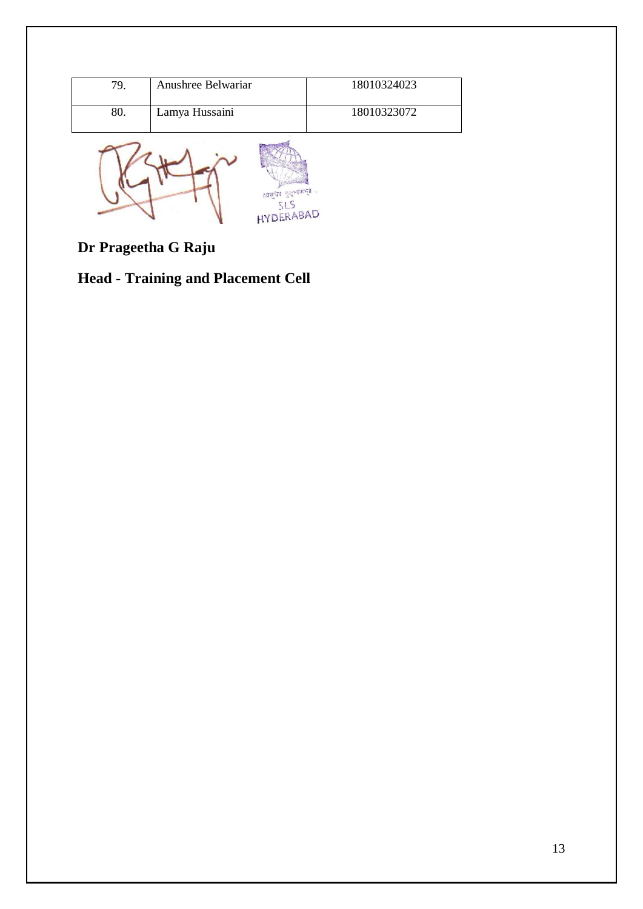| | | |
|---|---|---|
| 79. | Anushree Belwariar | 18010324023 |
| 80. | Lamya Hussaini | 18010323072 |

**Dr Prageetha G Raju**

**Head - Training and Placement Cell**